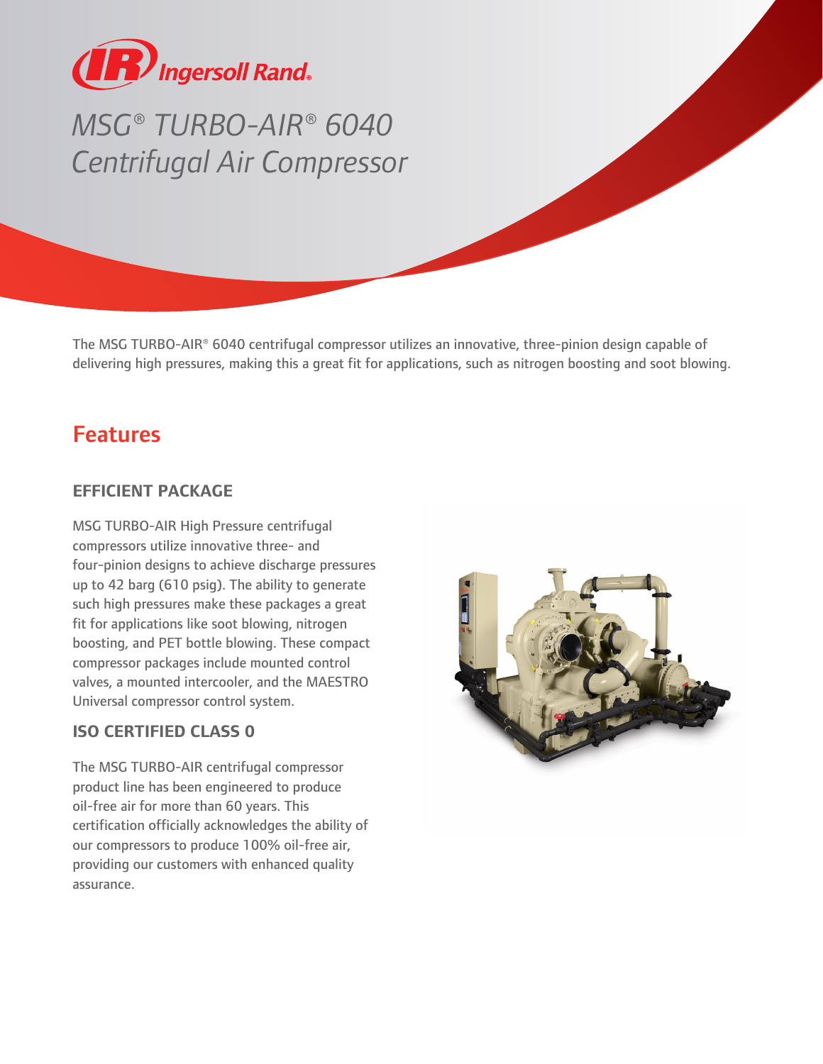Ingersoll Rand

# MSG® TURBO-AIR® 6040 Centrifugal Air Compressor

The MSG TURBO-AIR® 6040 centrifugal compressor utilizes an innovative, three-pinion design capable of delivering high pressures, making this a great fit for applications, such as nitrogen boosting and soot blowing.

## Features

### EFFICIENT PACKAGE

MSG TURBO-AIR High Pressure centrifugal compressors utilize innovative three- and four-pinion designs to achieve discharge pressures up to 42 barg (610 psig). The ability to generate such high pressures make these packages a great fit for applications like soot blowing, nitrogen boosting, and PET bottle blowing. These compact compressor packages include mounted control valves, a mounted intercooler, and the MAESTRO Universal compressor control system.

### ISO CERTIFIED CLASS 0

The MSG TURBO-AIR centrifugal compressor product line has been engineered to produce oil-free air for more than 60 years. This certification officially acknowledges the ability of our compressors to produce 100% oil-free air, providing our customers with enhanced quality assurance.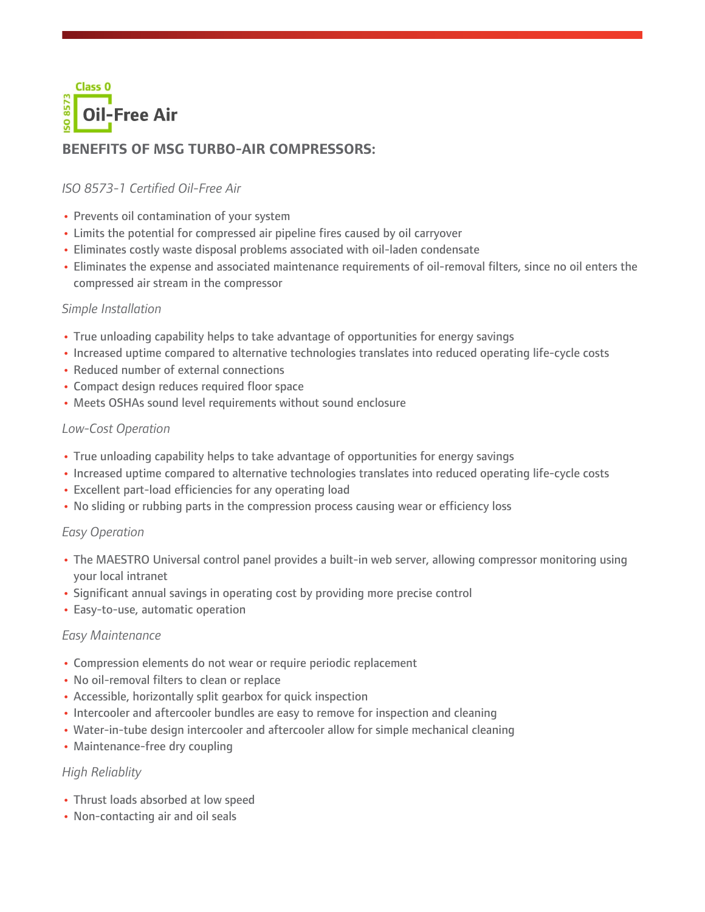Class 0

ISO 8573

**Oil-Free Air**

## BENEFITS OF MSG TURBO-AIR COMPRESSORS:

*ISO 8573-1 Certified Oil-Free Air*

- Prevents oil contamination of your system
- Limits the potential for compressed air pipeline fires caused by oil carryover
- Eliminates costly waste disposal problems associated with oil-laden condensate
- Eliminates the expense and associated maintenance requirements of oil-removal filters, since no oil enters the compressed air stream in the compressor

*Simple Installation*

- True unloading capability helps to take advantage of opportunities for energy savings
- Increased uptime compared to alternative technologies translates into reduced operating life-cycle costs
- Reduced number of external connections
- Compact design reduces required floor space
- Meets OSHAs sound level requirements without sound enclosure

*Low-Cost Operation*

- True unloading capability helps to take advantage of opportunities for energy savings
- Increased uptime compared to alternative technologies translates into reduced operating life-cycle costs
- Excellent part-load efficiencies for any operating load
- No sliding or rubbing parts in the compression process causing wear or efficiency loss

*Easy Operation*

- The MAESTRO Universal control panel provides a built-in web server, allowing compressor monitoring using your local intranet
- Significant annual savings in operating cost by providing more precise control
- Easy-to-use, automatic operation

*Easy Maintenance*

- Compression elements do not wear or require periodic replacement
- No oil-removal filters to clean or replace
- Accessible, horizontally split gearbox for quick inspection
- Intercooler and aftercooler bundles are easy to remove for inspection and cleaning
- Water-in-tube design intercooler and aftercooler allow for simple mechanical cleaning
- Maintenance-free dry coupling

*High Reliablity*

- Thrust loads absorbed at low speed
- Non-contacting air and oil seals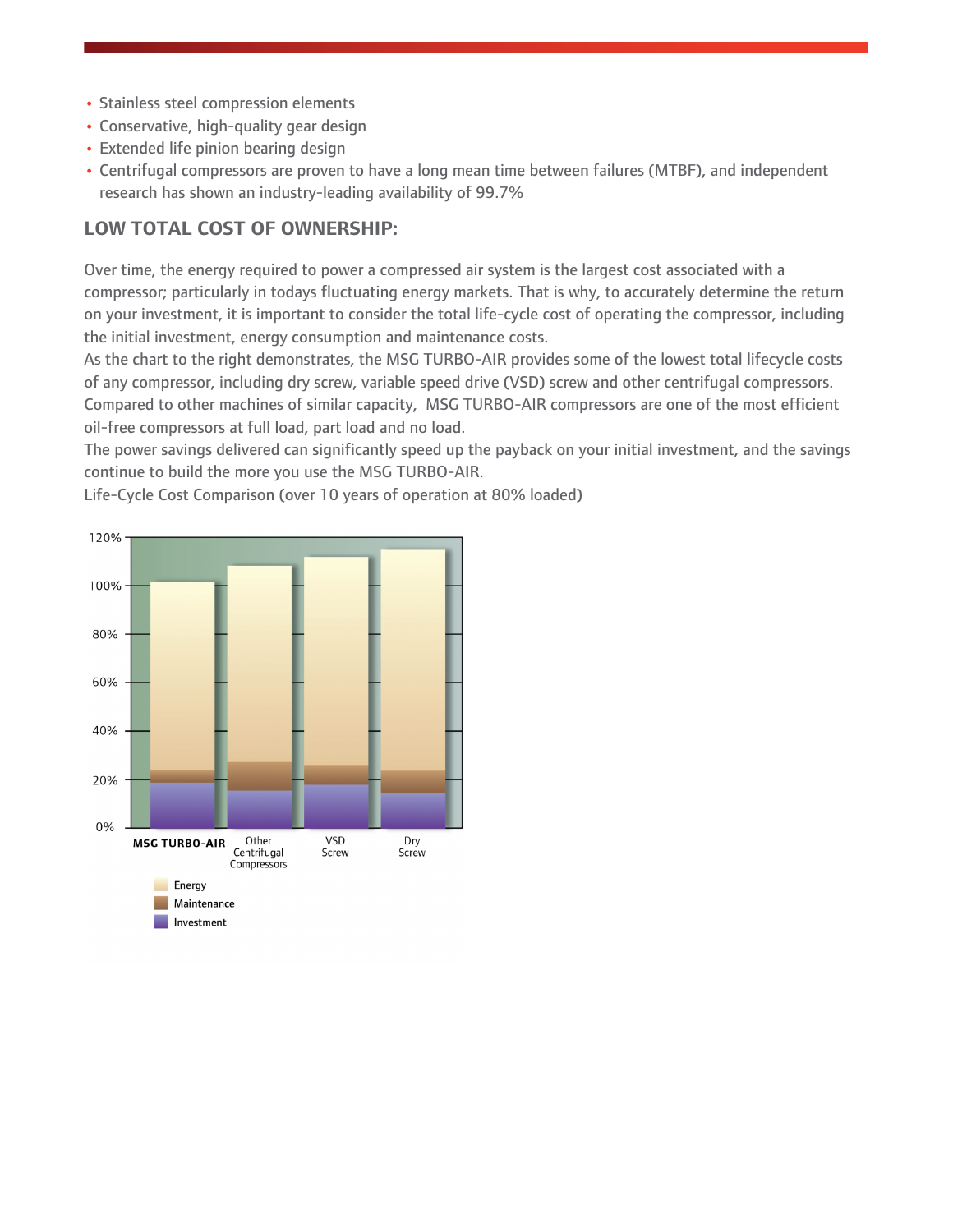- Stainless steel compression elements
- Conservative, high-quality gear design
- Extended life pinion bearing design
- Centrifugal compressors are proven to have a long mean time between failures (MTBF), and independent research has shown an industry-leading availability of 99.7%

## LOW TOTAL COST OF OWNERSHIP:

Over time, the energy required to power a compressed air system is the largest cost associated with a compressor; particularly in todays fluctuating energy markets. That is why, to accurately determine the return on your investment, it is important to consider the total life-cycle cost of operating the compressor, including the initial investment, energy consumption and maintenance costs.

As the chart to the right demonstrates, the MSG TURBO-AIR provides some of the lowest total lifecycle costs of any compressor, including dry screw, variable speed drive (VSD) screw and other centrifugal compressors. Compared to other machines of similar capacity, MSG TURBO-AIR compressors are one of the most efficient oil-free compressors at full load, part load and no load.

The power savings delivered can significantly speed up the payback on your initial investment, and the savings continue to build the more you use the MSG TURBO-AIR.

Life-Cycle Cost Comparison (over 10 years of operation at 80% loaded)

120%
100%
80%
60%
40%
20%
0%

MSG TURBO-AIR | Other Centrifugal Compressors | VSD Screw | Dry Screw

- Energy
- Maintenance
- Investment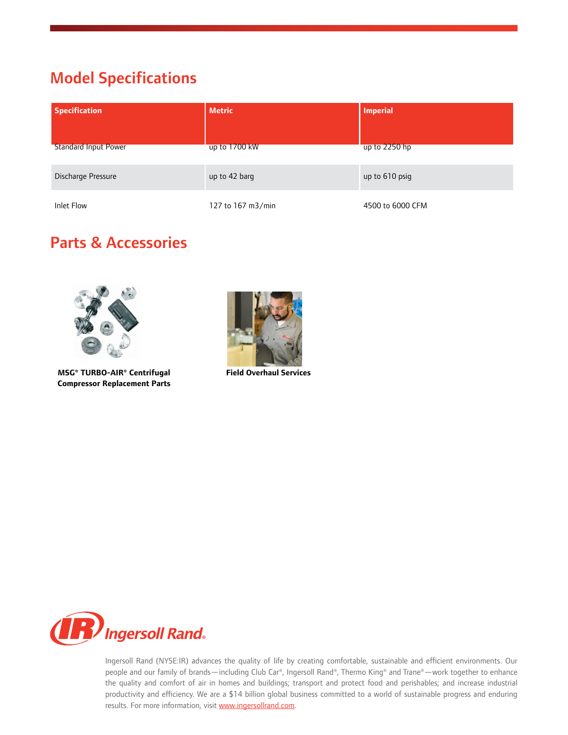## Model Specifications

| Specification | Metric | Imperial |
| --- | --- | --- |
| Standard Input Power | up to 1700 kW | up to 2250 hp |
| Discharge Pressure | up to 42 barg | up to 610 psig |
| Inlet Flow | 127 to 167 m3/min | 4500 to 6000 CFM |

## Parts & Accessories

**MSG® TURBO-AIR® Centrifugal Compressor Replacement Parts**

**Field Overhaul Services**

Ingersoll Rand (NYSE:IR) advances the quality of life by creating comfortable, sustainable and efficient environments. Our people and our family of brands—including Club Car®, Ingersoll Rand®, Thermo King® and Trane®—work together to enhance the quality and comfort of air in homes and buildings; transport and protect food and perishables; and increase industrial productivity and efficiency. We are a $14 billion global business committed to a world of sustainable progress and enduring results. For more information, visit www.ingersollrand.com.